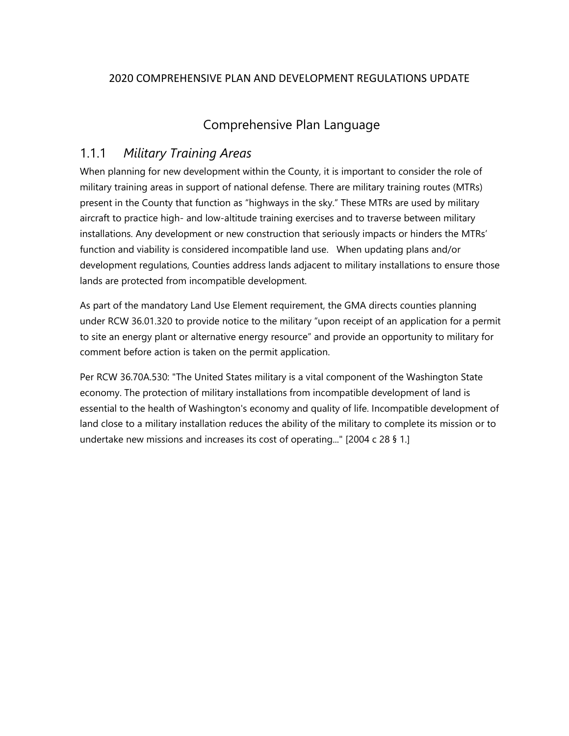2020 COMPREHENSIVE PLAN AND DEVELOPMENT REGULATIONS UPDATE

# Comprehensive Plan Language

## 1.1.1 *Military Training Areas*

When planning for new development within the County, it is important to consider the role of military training areas in support of national defense. There are military training routes (MTRs) present in the County that function as "highways in the sky." These MTRs are used by military aircraft to practice high- and low-altitude training exercises and to traverse between military installations. Any development or new construction that seriously impacts or hinders the MTRs' function and viability is considered incompatible land use. When updating plans and/or development regulations, Counties address lands adjacent to military installations to ensure those lands are protected from incompatible development.

As part of the mandatory Land Use Element requirement, the GMA directs counties planning under RCW 36.01.320 to provide notice to the military "upon receipt of an application for a permit to site an energy plant or alternative energy resource" and provide an opportunity to military for comment before action is taken on the permit application.

Per RCW 36.70A.530: "The United States military is a vital component of the Washington State economy. The protection of military installations from incompatible development of land is essential to the health of Washington's economy and quality of life. Incompatible development of land close to a military installation reduces the ability of the military to complete its mission or to undertake new missions and increases its cost of operating..." [2004 c 28 § 1.]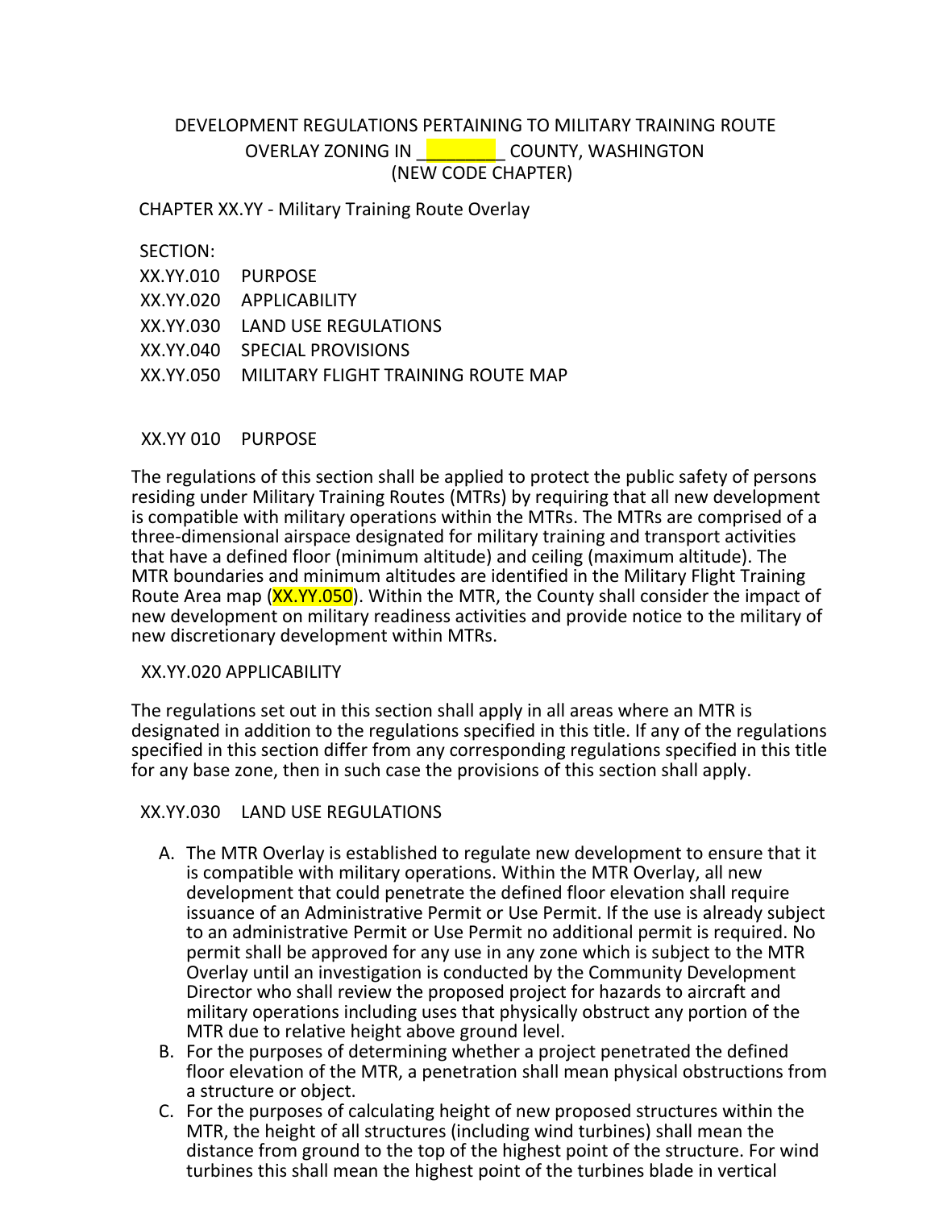DEVELOPMENT REGULATIONS PERTAINING TO MILITARY TRAINING ROUTE OVERLAY ZONING IN ________ COUNTY, WASHINGTON (NEW CODE CHAPTER)

CHAPTER XX.YY - Military Training Route Overlay

SECTION:

XX.YY.010 PURPOSE
XX.YY.020 APPLICABILITY
XX.YY.030 LAND USE REGULATIONS
XX.YY.040 SPECIAL PROVISIONS
XX.YY.050 MILITARY FLIGHT TRAINING ROUTE MAP

XX.YY 010 PURPOSE

The regulations of this section shall be applied to protect the public safety of persons residing under Military Training Routes (MTRs) by requiring that all new development is compatible with military operations within the MTRs. The MTRs are comprised of a three-dimensional airspace designated for military training and transport activities that have a defined floor (minimum altitude) and ceiling (maximum altitude). The MTR boundaries and minimum altitudes are identified in the Military Flight Training Route Area map (XX.YY.050). Within the MTR, the County shall consider the impact of new development on military readiness activities and provide notice to the military of new discretionary development within MTRs.

XX.YY.020 APPLICABILITY

The regulations set out in this section shall apply in all areas where an MTR is designated in addition to the regulations specified in this title. If any of the regulations specified in this section differ from any corresponding regulations specified in this title for any base zone, then in such case the provisions of this section shall apply.

XX.YY.030 LAND USE REGULATIONS

A. The MTR Overlay is established to regulate new development to ensure that it is compatible with military operations. Within the MTR Overlay, all new development that could penetrate the defined floor elevation shall require issuance of an Administrative Permit or Use Permit. If the use is already subject to an administrative Permit or Use Permit no additional permit is required. No permit shall be approved for any use in any zone which is subject to the MTR Overlay until an investigation is conducted by the Community Development Director who shall review the proposed project for hazards to aircraft and military operations including uses that physically obstruct any portion of the MTR due to relative height above ground level.
B. For the purposes of determining whether a project penetrated the defined floor elevation of the MTR, a penetration shall mean physical obstructions from a structure or object.
C. For the purposes of calculating height of new proposed structures within the MTR, the height of all structures (including wind turbines) shall mean the distance from ground to the top of the highest point of the structure. For wind turbines this shall mean the highest point of the turbines blade in vertical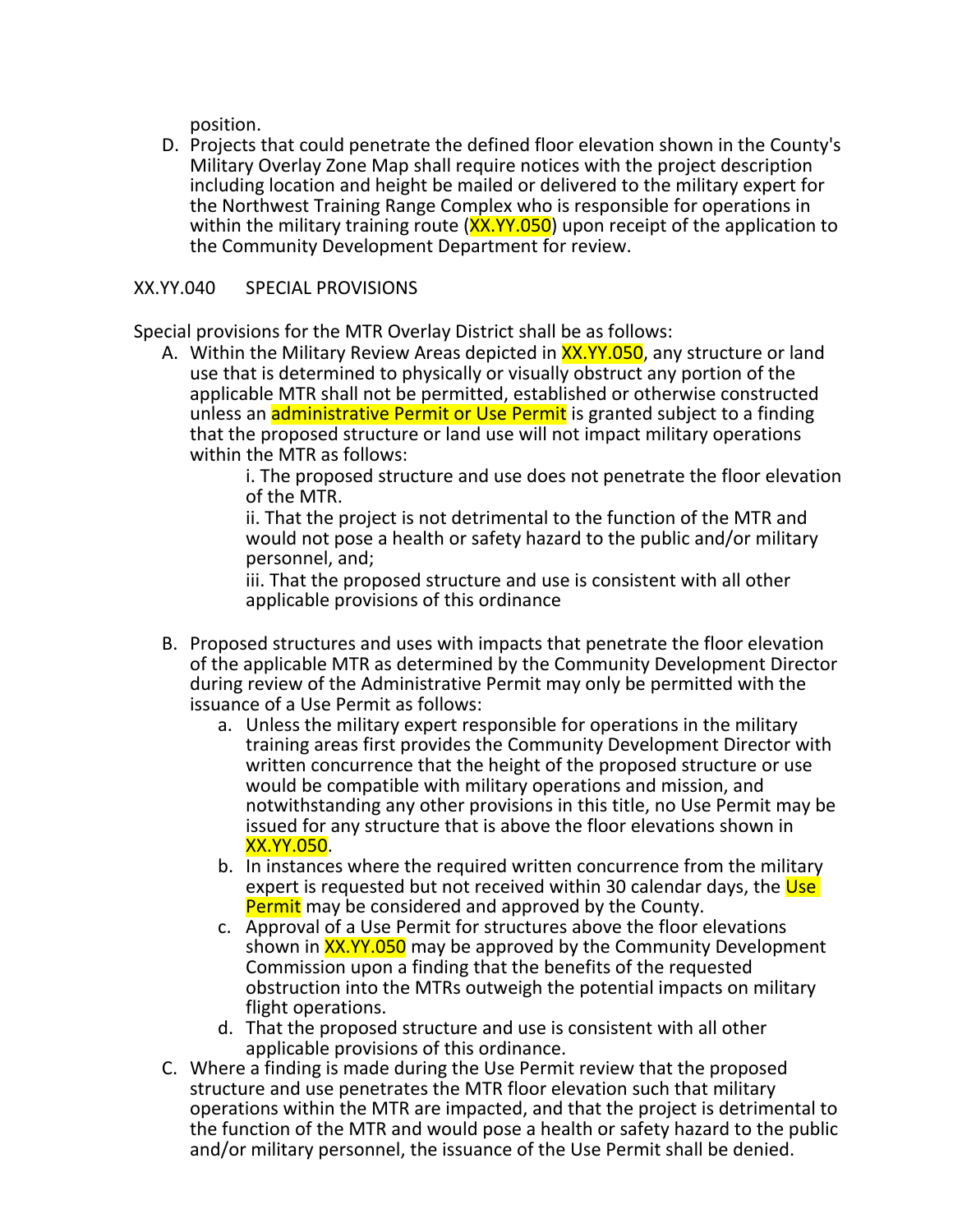position.

D. Projects that could penetrate the defined floor elevation shown in the County's Military Overlay Zone Map shall require notices with the project description including location and height be mailed or delivered to the military expert for the Northwest Training Range Complex who is responsible for operations in within the military training route (XX.YY.050) upon receipt of the application to the Community Development Department for review.

XX.YY.040 SPECIAL PROVISIONS

Special provisions for the MTR Overlay District shall be as follows:

A. Within the Military Review Areas depicted in XX.YY.050, any structure or land use that is determined to physically or visually obstruct any portion of the applicable MTR shall not be permitted, established or otherwise constructed unless an administrative Permit or Use Permit is granted subject to a finding that the proposed structure or land use will not impact military operations within the MTR as follows:

   i. The proposed structure and use does not penetrate the floor elevation of the MTR.

   ii. That the project is not detrimental to the function of the MTR and would not pose a health or safety hazard to the public and/or military personnel, and;

   iii. That the proposed structure and use is consistent with all other applicable provisions of this ordinance

B. Proposed structures and uses with impacts that penetrate the floor elevation of the applicable MTR as determined by the Community Development Director during review of the Administrative Permit may only be permitted with the issuance of a Use Permit as follows:

   a. Unless the military expert responsible for operations in the military training areas first provides the Community Development Director with written concurrence that the height of the proposed structure or use would be compatible with military operations and mission, and notwithstanding any other provisions in this title, no Use Permit may be issued for any structure that is above the floor elevations shown in XX.YY.050.

   b. In instances where the required written concurrence from the military expert is requested but not received within 30 calendar days, the Use Permit may be considered and approved by the County.

   c. Approval of a Use Permit for structures above the floor elevations shown in XX.YY.050 may be approved by the Community Development Commission upon a finding that the benefits of the requested obstruction into the MTRs outweigh the potential impacts on military flight operations.

   d. That the proposed structure and use is consistent with all other applicable provisions of this ordinance.

C. Where a finding is made during the Use Permit review that the proposed structure and use penetrates the MTR floor elevation such that military operations within the MTR are impacted, and that the project is detrimental to the function of the MTR and would pose a health or safety hazard to the public and/or military personnel, the issuance of the Use Permit shall be denied.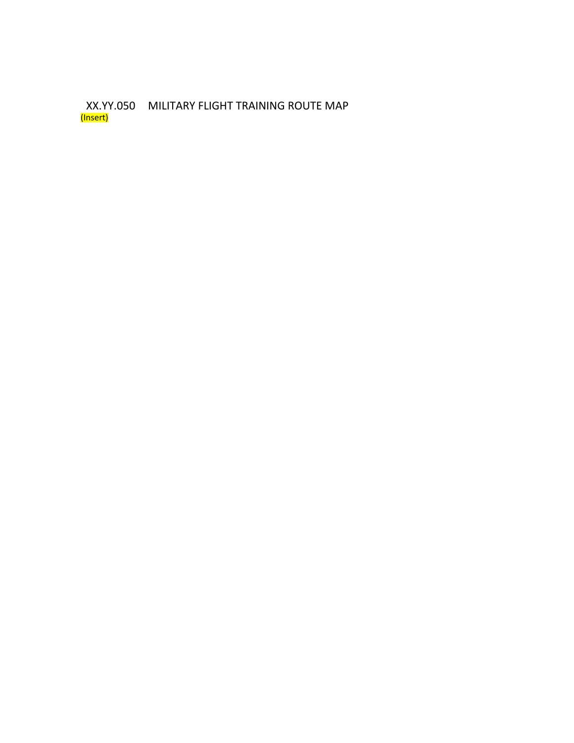## XX.YY.050 MILITARY FLIGHT TRAINING ROUTE MAP

(Insert)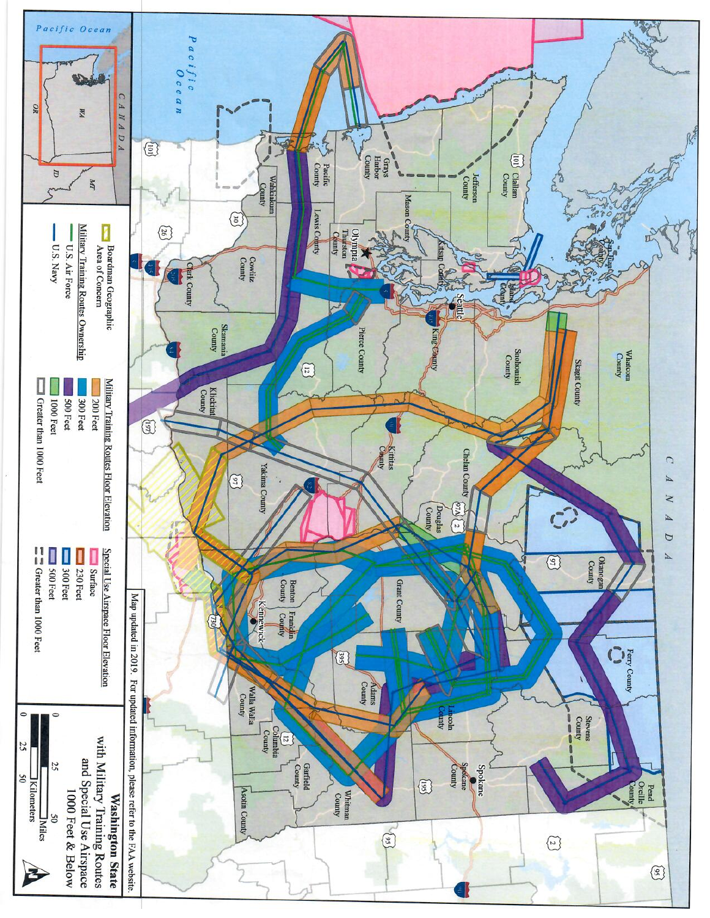# Washington State with Military Training Routes and Special Use Airspace 1000 Feet & Below

Map updated in 2019. For updated information, please refer to the FAA website.

Boardman Geographic Area of Concern

Military Training Routes Ownership
- U.S. Air Force
- U.S. Navy

Military Training Routes Floor Elevation
- 200 Feet
- 300 Feet
- 500 Feet
- 1000 Feet
- Greater than 1000 Feet

Special Use Airspace Floor Elevation
- Surface
- 230 Feet
- 300 Feet
- 500 Feet
- Greater than 1000 Feet

0 25 50 Miles

0 25 50 Kilometers

Pacific Ocean

CANADA

WA

OR

ID

MT

Clallam County
Jefferson County
Grays Harbor County
Pacific County
Wahkiakum County
Mason County
Lewis County
Thurston County
Olympia
Kitsap County
San Juan County
Island County
Seattle
King County
Pierce County
Cowlitz County
Clark County
Skamania County
Klickitat County
Whatcom County
Skagit County
Snohomish County
Chelan County
Kittitas County
Yakima County
Douglas County
Okanogan County
Grant County
Benton County
Franklin County
Kennewick
Ferry County
Stevens County
Pend Oreille County
Lincoln County
Adams County
Spokane
Spokane County
Walla Walla County
Columbia County
Garfield County
Whitman County
Asotin County